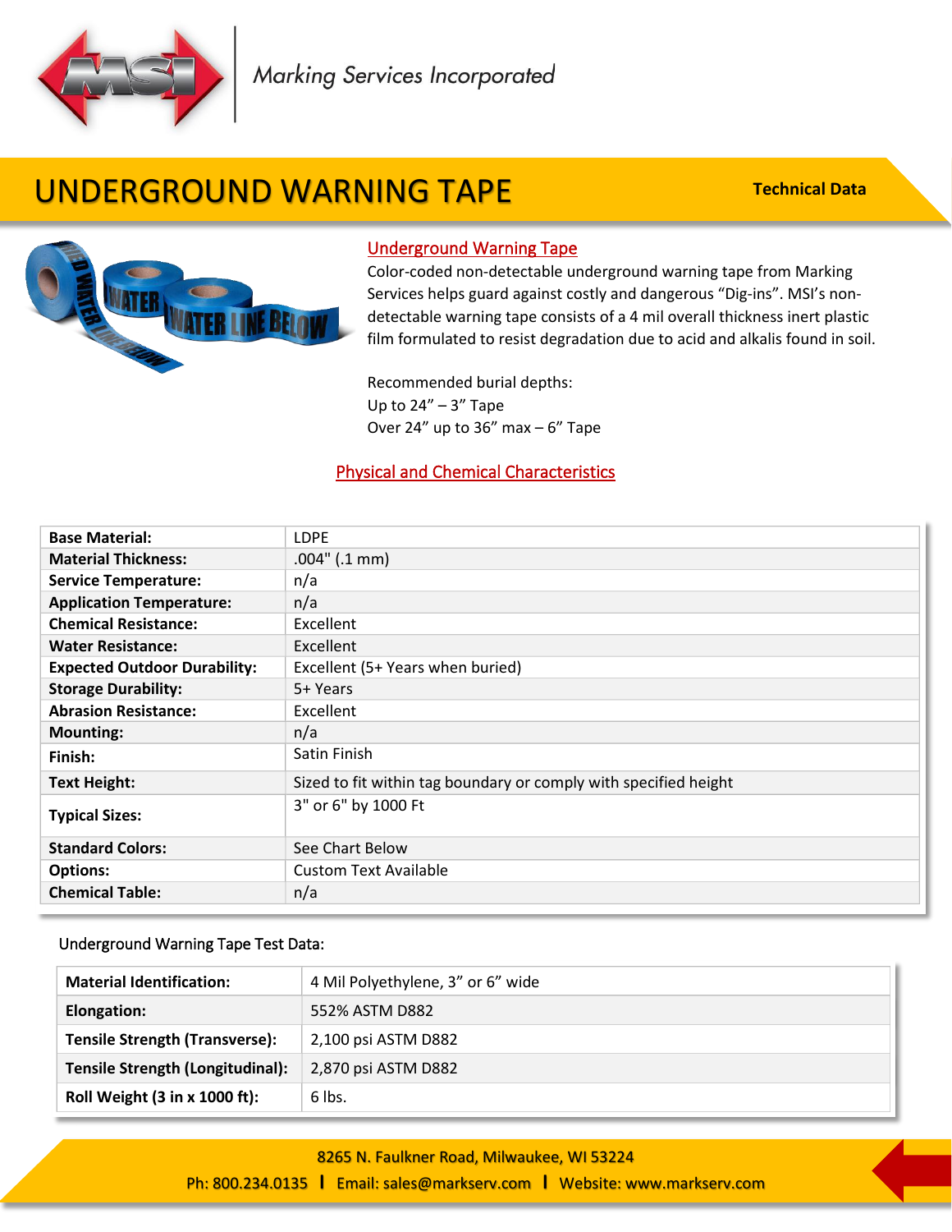Marking Services Incorporated

# UNDERGROUND WARNING TAPE

**Technical Data**

## Underground Warning Tape

Color-coded non-detectable underground warning tape from Marking Services helps guard against costly and dangerous "Dig-ins". MSI's non-detectable warning tape consists of a 4 mil overall thickness inert plastic film formulated to resist degradation due to acid and alkalis found in soil.

Recommended burial depths:
Up to 24" – 3" Tape
Over 24" up to 36" max – 6" Tape

## Physical and Chemical Characteristics

| | |
|---|---|
| **Base Material:** | LDPE |
| **Material Thickness:** | .004" (.1 mm) |
| **Service Temperature:** | n/a |
| **Application Temperature:** | n/a |
| **Chemical Resistance:** | Excellent |
| **Water Resistance:** | Excellent |
| **Expected Outdoor Durability:** | Excellent (5+ Years when buried) |
| **Storage Durability:** | 5+ Years |
| **Abrasion Resistance:** | Excellent |
| **Mounting:** | n/a |
| **Finish:** | Satin Finish |
| **Text Height:** | Sized to fit within tag boundary or comply with specified height |
| **Typical Sizes:** | 3" or 6" by 1000 Ft |
| **Standard Colors:** | See Chart Below |
| **Options:** | Custom Text Available |
| **Chemical Table:** | n/a |

Underground Warning Tape Test Data:

| | |
|---|---|
| **Material Identification:** | 4 Mil Polyethylene, 3" or 6" wide |
| **Elongation:** | 552% ASTM D882 |
| **Tensile Strength (Transverse):** | 2,100 psi ASTM D882 |
| **Tensile Strength (Longitudinal):** | 2,870 psi ASTM D882 |
| **Roll Weight (3 in x 1000 ft):** | 6 lbs. |

8265 N. Faulkner Road, Milwaukee, WI 53224
Ph: 800.234.0135 | Email: sales@markserv.com | Website: www.markserv.com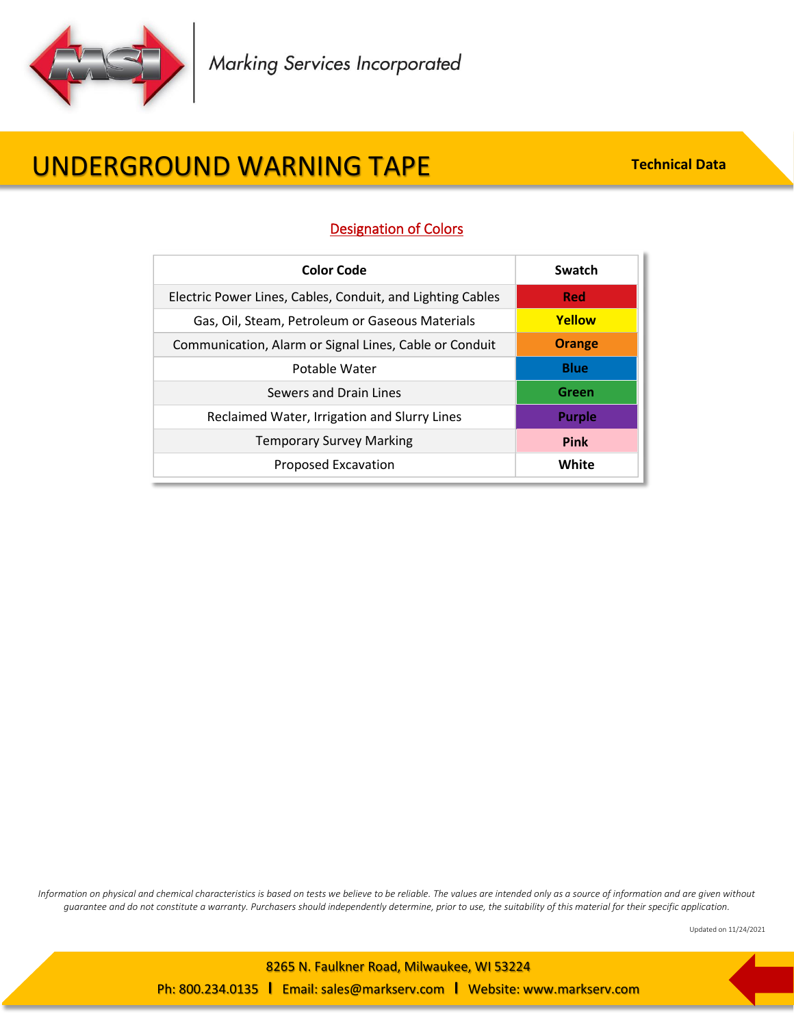# UNDERGROUND WARNING TAPE

**Technical Data**

## Designation of Colors

| Color Code | Swatch |
|---|---|
| Electric Power Lines, Cables, Conduit, and Lighting Cables | **Red** |
| Gas, Oil, Steam, Petroleum or Gaseous Materials | **Yellow** |
| Communication, Alarm or Signal Lines, Cable or Conduit | **Orange** |
| Potable Water | **Blue** |
| Sewers and Drain Lines | **Green** |
| Reclaimed Water, Irrigation and Slurry Lines | **Purple** |
| Temporary Survey Marking | **Pink** |
| Proposed Excavation | **White** |

*Information on physical and chemical characteristics is based on tests we believe to be reliable. The values are intended only as a source of information and are given without guarantee and do not constitute a warranty. Purchasers should independently determine, prior to use, the suitability of this material for their specific application.*

Updated on 11/24/2021